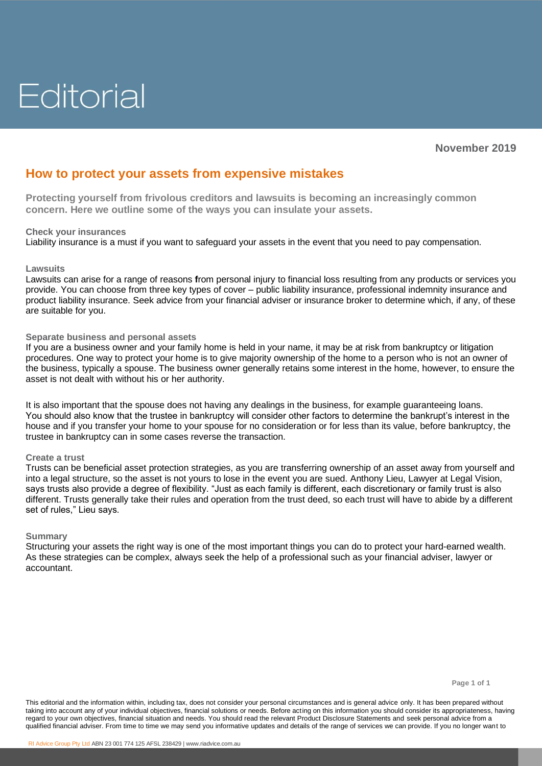# Editorial

**November 2019**

## How to protect your assets from expensive mistakes

**Protecting yourself from frivolous creditors and lawsuits is becoming an increasingly common concern. Here we outline some of the ways you can insulate your assets.**

### Check your insurances

Liability insurance is a must if you want to safeguard your assets in the event that you need to pay compensation.

### Lawsuits

Lawsuits can arise for a range of reasons from personal injury to financial loss resulting from any products or services you provide. You can choose from three key types of cover – public liability insurance, professional indemnity insurance and product liability insurance. Seek advice from your financial adviser or insurance broker to determine which, if any, of these are suitable for you.

### Separate business and personal assets

If you are a business owner and your family home is held in your name, it may be at risk from bankruptcy or litigation procedures. One way to protect your home is to give majority ownership of the home to a person who is not an owner of the business, typically a spouse. The business owner generally retains some interest in the home, however, to ensure the asset is not dealt with without his or her authority.

It is also important that the spouse does not having any dealings in the business, for example guaranteeing loans. You should also know that the trustee in bankruptcy will consider other factors to determine the bankrupt's interest in the house and if you transfer your home to your spouse for no consideration or for less than its value, before bankruptcy, the trustee in bankruptcy can in some cases reverse the transaction.

### Create a trust

Trusts can be beneficial asset protection strategies, as you are transferring ownership of an asset away from yourself and into a legal structure, so the asset is not yours to lose in the event you are sued. Anthony Lieu, Lawyer at Legal Vision, says trusts also provide a degree of flexibility. "Just as each family is different, each discretionary or family trust is also different. Trusts generally take their rules and operation from the trust deed, so each trust will have to abide by a different set of rules," Lieu says.

### Summary

Structuring your assets the right way is one of the most important things you can do to protect your hard-earned wealth. As these strategies can be complex, always seek the help of a professional such as your financial adviser, lawyer or accountant.

This editorial and the information within, including tax, does not consider your personal circumstances and is general advice only. It has been prepared without taking into account any of your individual objectives, financial solutions or needs. Before acting on this information you should consider its appropriateness, having regard to your own objectives, financial situation and needs. You should read the relevant Product Disclosure Statements and seek personal advice from a qualified financial adviser. From time to time we may send you informative updates and details of the range of services we can provide. If you no longer want to

RI Advice Group Pty Ltd ABN 23 001 774 125 AFSL 238429 | www.riadvice.com.au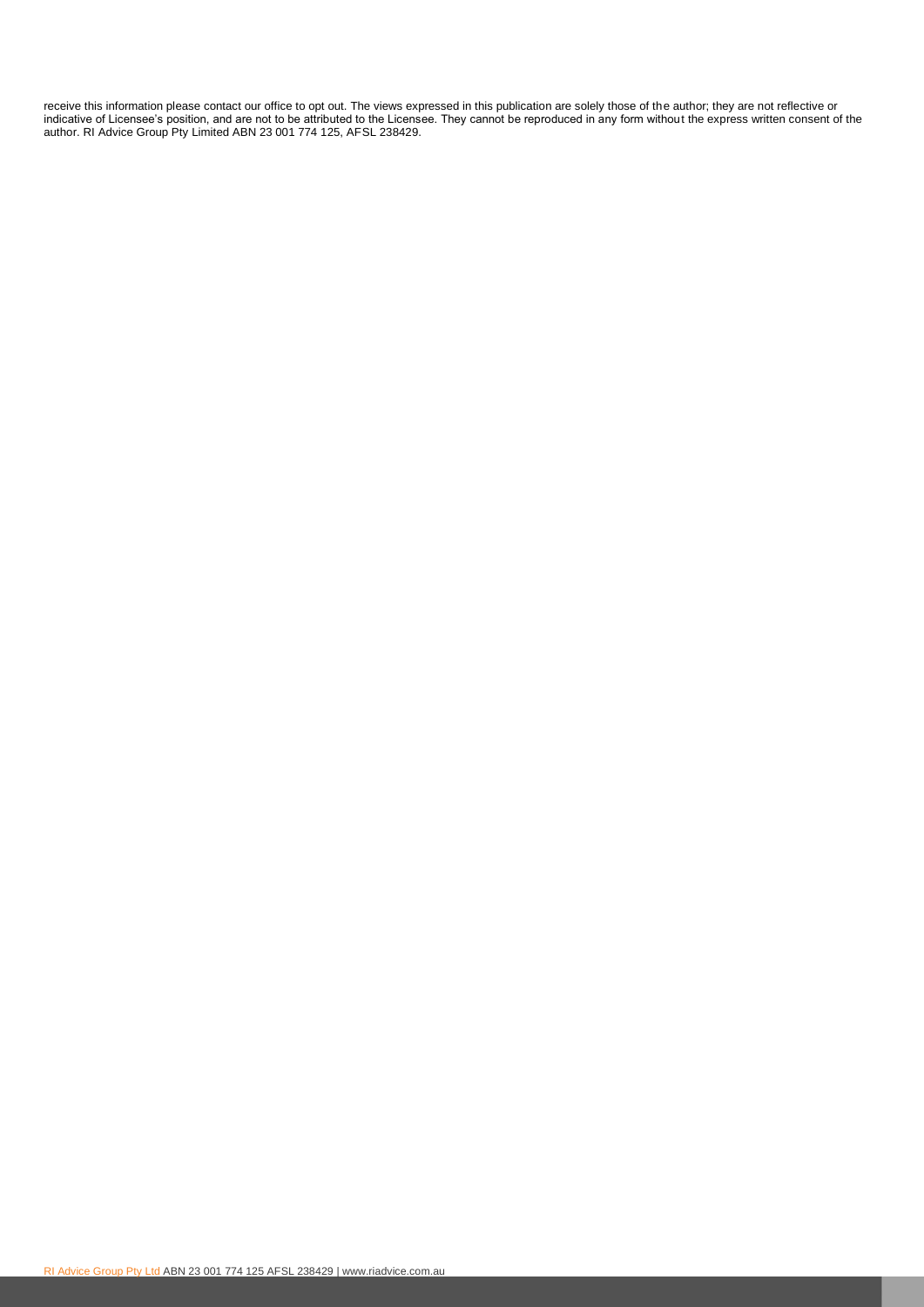receive this information please contact our office to opt out. The views expressed in this publication are solely those of the author; they are not reflective or indicative of Licensee's position, and are not to be attributed to the Licensee. They cannot be reproduced in any form without the express written consent of the author. RI Advice Group Pty Limited ABN 23 001 774 125, AFSL 238429.